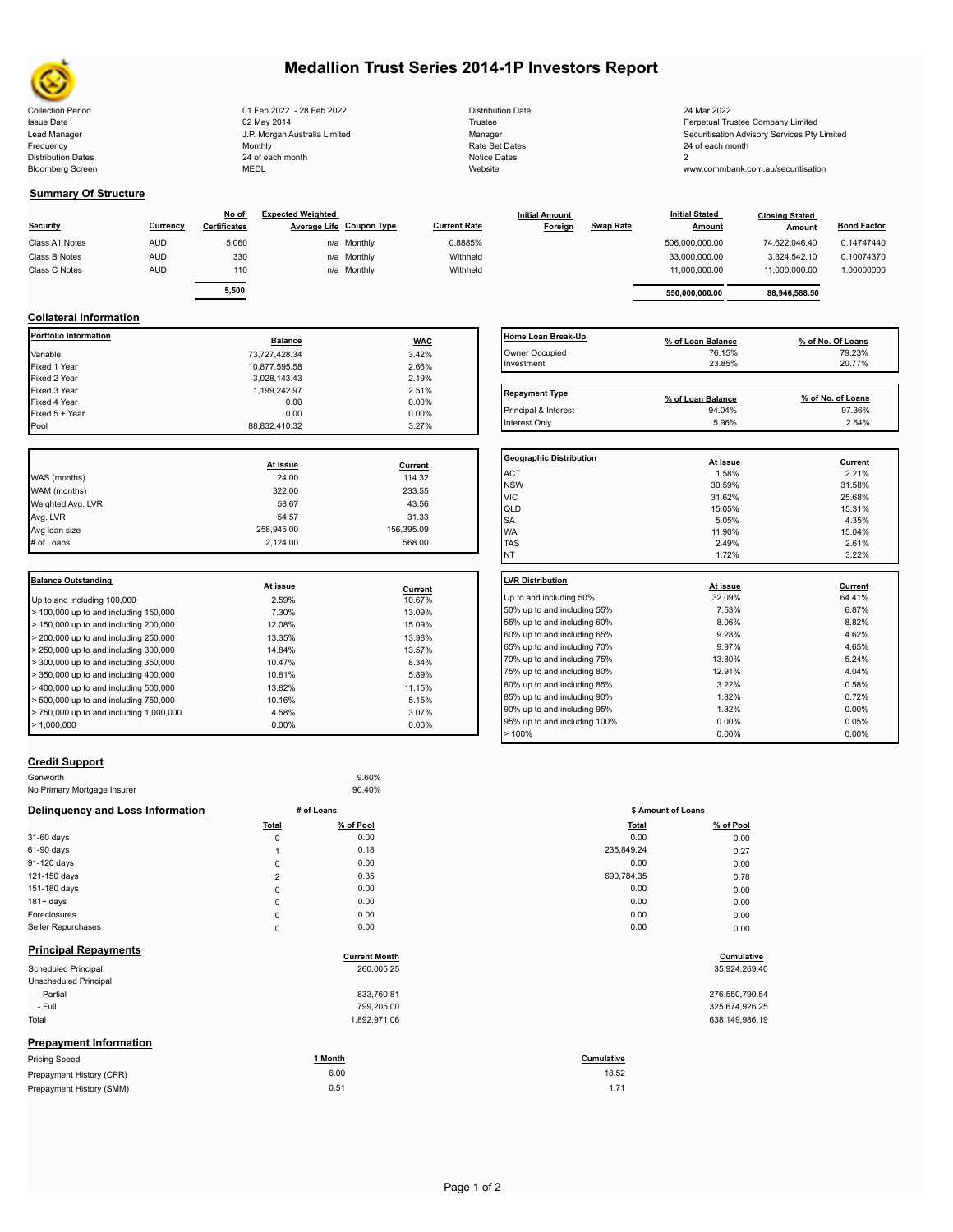# Medallion Trust Series 2014-1P Investors Report

| | | | |
|---|---|---|---|
| Collection Period | 01 Feb 2022 - 28 Feb 2022 | Distribution Date | 24 Mar 2022 |
| Issue Date | 02 May 2014 | Trustee | Perpetual Trustee Company Limited |
| Lead Manager | J.P. Morgan Australia Limited | Manager | Securitisation Advisory Services Pty Limited |
| Frequency | Monthly | Rate Set Dates | 24 of each month |
| Distribution Dates | 24 of each month | Notice Dates | 2 |
| Bloomberg Screen | MEDL | Website | www.commbank.com.au/securitisation |

## Summary Of Structure

| Security | Currency | No of Certificates | Expected Weighted Average Life | Coupon Type | Current Rate | Initial Amount Foreign | Swap Rate | Initial Stated Amount | Closing Stated Amount | Bond Factor |
|---|---|---|---|---|---|---|---|---|---|---|
| Class A1 Notes | AUD | 5,060 | n/a | Monthly | 0.8885% | | | 506,000,000.00 | 74,622,046.40 | 0.14747440 |
| Class B Notes | AUD | 330 | n/a | Monthly | Withheld | | | 33,000,000.00 | 3,324,542.10 | 0.10074370 |
| Class C Notes | AUD | 110 | n/a | Monthly | Withheld | | | 11,000,000.00 | 11,000,000.00 | 1.00000000 |
| | | 5,500 | | | | | | 550,000,000.00 | 88,946,588.50 | |

## Collateral Information

| Portfolio Information | Balance | WAC |
|---|---|---|
| Variable | 73,727,428.34 | 3.42% |
| Fixed 1 Year | 10,877,595.58 | 2.66% |
| Fixed 2 Year | 3,028,143.43 | 2.19% |
| Fixed 3 Year | 1,199,242.97 | 2.51% |
| Fixed 4 Year | 0.00 | 0.00% |
| Fixed 5 + Year | 0.00 | 0.00% |
| Pool | 88,832,410.32 | 3.27% |

| Home Loan Break-Up | % of Loan Balance | % of No. Of Loans |
|---|---|---|
| Owner Occupied | 76.15% | 79.23% |
| Investment | 23.85% | 20.77% |

| Repayment Type | % of Loan Balance | % of No. of Loans |
|---|---|---|
| Principal & Interest | 94.04% | 97.36% |
| Interest Only | 5.96% | 2.64% |

| | At Issue | Current |
|---|---|---|
| WAS (months) | 24.00 | 114.32 |
| WAM (months) | 322.00 | 233.55 |
| Weighted Avg. LVR | 58.67 | 43.56 |
| Avg. LVR | 54.57 | 31.33 |
| Avg loan size | 258,945.00 | 156,395.09 |
| # of Loans | 2,124.00 | 568.00 |

| Geographic Distribution | At Issue | Current |
|---|---|---|
| ACT | 1.58% | 2.21% |
| NSW | 30.59% | 31.58% |
| VIC | 31.62% | 25.68% |
| QLD | 15.05% | 15.31% |
| SA | 5.05% | 4.35% |
| WA | 11.90% | 15.04% |
| TAS | 2.49% | 2.61% |
| NT | 1.72% | 3.22% |

| Balance Outstanding | At issue | Current |
|---|---|---|
| Up to and including 100,000 | 2.59% | 10.67% |
| > 100,000 up to and including 150,000 | 7.30% | 13.09% |
| > 150,000 up to and including 200,000 | 12.08% | 15.09% |
| > 200,000 up to and including 250,000 | 13.35% | 13.98% |
| > 250,000 up to and including 300,000 | 14.84% | 13.57% |
| > 300,000 up to and including 350,000 | 10.47% | 8.34% |
| > 350,000 up to and including 400,000 | 10.81% | 5.89% |
| > 400,000 up to and including 500,000 | 13.82% | 11.15% |
| > 500,000 up to and including 750,000 | 10.16% | 5.15% |
| > 750,000 up to and including 1,000,000 | 4.58% | 3.07% |
| > 1,000,000 | 0.00% | 0.00% |

| LVR Distribution | At issue | Current |
|---|---|---|
| Up to and including 50% | 32.09% | 64.41% |
| 50% up to and including 55% | 7.53% | 6.87% |
| 55% up to and including 60% | 8.06% | 8.82% |
| 60% up to and including 65% | 9.28% | 4.62% |
| 65% up to and including 70% | 9.97% | 4.65% |
| 70% up to and including 75% | 13.80% | 5.24% |
| 75% up to and including 80% | 12.91% | 4.04% |
| 80% up to and including 85% | 3.22% | 0.58% |
| 85% up to and including 90% | 1.82% | 0.72% |
| 90% up to and including 95% | 1.32% | 0.00% |
| 95% up to and including 100% | 0.00% | 0.05% |
| > 100% | 0.00% | 0.00% |

## Credit Support

| | |
|---|---|
| Genworth | 9.60% |
| No Primary Mortgage Insurer | 90.40% |

## Delinquency and Loss Information

| | # of Loans Total | # of Loans % of Pool | \$ Amount of Loans Total | \$ Amount of Loans % of Pool |
|---|---|---|---|---|
| 31-60 days | 0 | 0.00 | 0.00 | 0.00 |
| 61-90 days | 1 | 0.18 | 235,849.24 | 0.27 |
| 91-120 days | 0 | 0.00 | 0.00 | 0.00 |
| 121-150 days | 2 | 0.35 | 690,784.35 | 0.78 |
| 151-180 days | 0 | 0.00 | 0.00 | 0.00 |
| 181+ days | 0 | 0.00 | 0.00 | 0.00 |
| Foreclosures | 0 | 0.00 | 0.00 | 0.00 |
| Seller Repurchases | 0 | 0.00 | 0.00 | 0.00 |

## Principal Repayments

| | Current Month | Cumulative |
|---|---|---|
| Scheduled Principal | 260,005.25 | 35,924,269.40 |
| Unscheduled Principal | | |
| - Partial | 833,760.81 | 276,550,790.54 |
| - Full | 799,205.00 | 325,674,926.25 |
| Total | 1,892,971.06 | 638,149,986.19 |

## Prepayment Information

| Pricing Speed | 1 Month | Cumulative |
|---|---|---|
| Prepayment History (CPR) | 6.00 | 18.52 |
| Prepayment History (SMM) | 0.51 | 1.71 |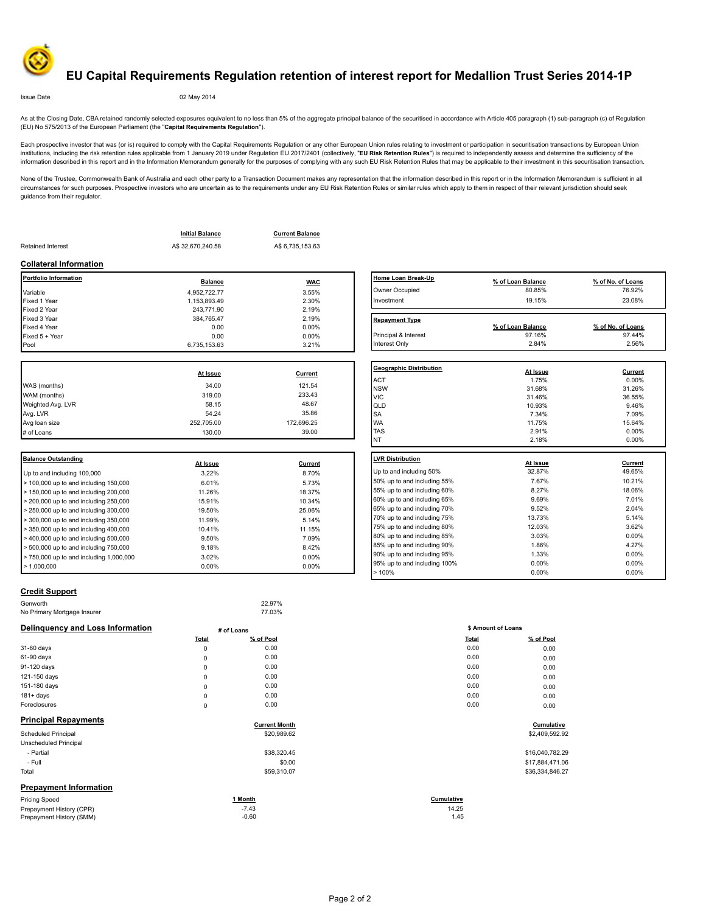# EU Capital Requirements Regulation retention of interest report for Medallion Trust Series 2014-1P

Issue Date 02 May 2014

As at the Closing Date, CBA retained randomly selected exposures equivalent to no less than 5% of the aggregate principal balance of the securitised in accordance with Article 405 paragraph (1) sub-paragraph (c) of Regulation (EU) No 575/2013 of the European Parliament (the "**Capital Requirements Regulation**").

Each prospective investor that was (or is) required to comply with the Capital Requirements Regulation or any other European Union rules relating to investment or participation in securitisation transactions by European Union institutions, including the risk retention rules applicable from 1 January 2019 under Regulation EU 2017/2401 (collectively, "**EU Risk Retention Rules**") is required to independently assess and determine the sufficiency of the information described in this report and in the Information Memorandum generally for the purposes of complying with any such EU Risk Retention Rules that may be applicable to their investment in this securitisation transaction.

None of the Trustee, Commonwealth Bank of Australia and each other party to a Transaction Document makes any representation that the information described in this report or in the Information Memorandum is sufficient in all circumstances for such purposes. Prospective investors who are uncertain as to the requirements under any EU Risk Retention Rules or similar rules which apply to them in respect of their relevant jurisdiction should seek guidance from their regulator.

| | Initial Balance | Current Balance |
|---|---|---|
| Retained Interest | A$ 32,670,240.58 | A$ 6,735,153.63 |

## Collateral Information

| Portfolio Information | Balance | WAC |
|---|---|---|
| Variable | 4,952,722.77 | 3.55% |
| Fixed 1 Year | 1,153,893.49 | 2.30% |
| Fixed 2 Year | 243,771.90 | 2.19% |
| Fixed 3 Year | 384,765.47 | 2.19% |
| Fixed 4 Year | 0.00 | 0.00% |
| Fixed 5 + Year | 0.00 | 0.00% |
| Pool | 6,735,153.63 | 3.21% |

| | At Issue | Current |
|---|---|---|
| WAS (months) | 34.00 | 121.54 |
| WAM (months) | 319.00 | 233.43 |
| Weighted Avg. LVR | 58.15 | 48.67 |
| Avg. LVR | 54.24 | 35.86 |
| Avg loan size | 252,705.00 | 172,696.25 |
| # of Loans | 130.00 | 39.00 |

| Balance Outstanding | At Issue | Current |
|---|---|---|
| Up to and including 100,000 | 3.22% | 8.70% |
| > 100,000 up to and including 150,000 | 6.01% | 5.73% |
| > 150,000 up to and including 200,000 | 11.26% | 18.37% |
| > 200,000 up to and including 250,000 | 15.91% | 10.34% |
| > 250,000 up to and including 300,000 | 19.50% | 25.06% |
| > 300,000 up to and including 350,000 | 11.99% | 5.14% |
| > 350,000 up to and including 400,000 | 10.41% | 11.15% |
| > 400,000 up to and including 500,000 | 9.50% | 7.09% |
| > 500,000 up to and including 750,000 | 9.18% | 8.42% |
| > 750,000 up to and including 1,000,000 | 3.02% | 0.00% |
| > 1,000,000 | 0.00% | 0.00% |

| Home Loan Break-Up | % of Loan Balance | % of No. of Loans |
|---|---|---|
| Owner Occupied | 80.85% | 76.92% |
| Investment | 19.15% | 23.08% |

| Repayment Type | % of Loan Balance | % of No. of Loans |
|---|---|---|
| Principal & Interest | 97.16% | 97.44% |
| Interest Only | 2.84% | 2.56% |

| Geographic Distribution | At Issue | Current |
|---|---|---|
| ACT | 1.75% | 0.00% |
| NSW | 31.68% | 31.26% |
| VIC | 31.46% | 36.55% |
| QLD | 10.93% | 9.46% |
| SA | 7.34% | 7.09% |
| WA | 11.75% | 15.64% |
| TAS | 2.91% | 0.00% |
| NT | 2.18% | 0.00% |

| LVR Distribution | At Issue | Current |
|---|---|---|
| Up to and including 50% | 32.87% | 49.65% |
| 50% up to and including 55% | 7.67% | 10.21% |
| 55% up to and including 60% | 8.27% | 18.06% |
| 60% up to and including 65% | 9.69% | 7.01% |
| 65% up to and including 70% | 9.52% | 2.04% |
| 70% up to and including 75% | 13.73% | 5.14% |
| 75% up to and including 80% | 12.03% | 3.62% |
| 80% up to and including 85% | 3.03% | 0.00% |
| 85% up to and including 90% | 1.86% | 4.27% |
| 90% up to and including 95% | 1.33% | 0.00% |
| 95% up to and including 100% | 0.00% | 0.00% |
| > 100% | 0.00% | 0.00% |

## Credit Support

| | |
|---|---|
| Genworth | 22.97% |
| No Primary Mortgage Insurer | 77.03% |

## Delinquency and Loss Information

| | # of Loans | | \$ Amount of Loans | |
|---|---|---|---|---|
| | Total | % of Pool | Total | % of Pool |
| 31-60 days | 0 | 0.00 | 0.00 | 0.00 |
| 61-90 days | 0 | 0.00 | 0.00 | 0.00 |
| 91-120 days | 0 | 0.00 | 0.00 | 0.00 |
| 121-150 days | 0 | 0.00 | 0.00 | 0.00 |
| 151-180 days | 0 | 0.00 | 0.00 | 0.00 |
| 181+ days | 0 | 0.00 | 0.00 | 0.00 |
| Foreclosures | 0 | 0.00 | 0.00 | 0.00 |

## Principal Repayments

| | Current Month | Cumulative |
|---|---|---|
| Scheduled Principal | $20,989.62 | $2,409,592.92 |
| Unscheduled Principal | | |
| - Partial | $38,320.45 | $16,040,782.29 |
| - Full | $0.00 | $17,884,471.06 |
| Total | $59,310.07 | $36,334,846.27 |

## Prepayment Information

| Pricing Speed | 1 Month | Cumulative |
|---|---|---|
| Prepayment History (CPR) | -7.43 | 14.25 |
| Prepayment History (SMM) | -0.60 | 1.45 |